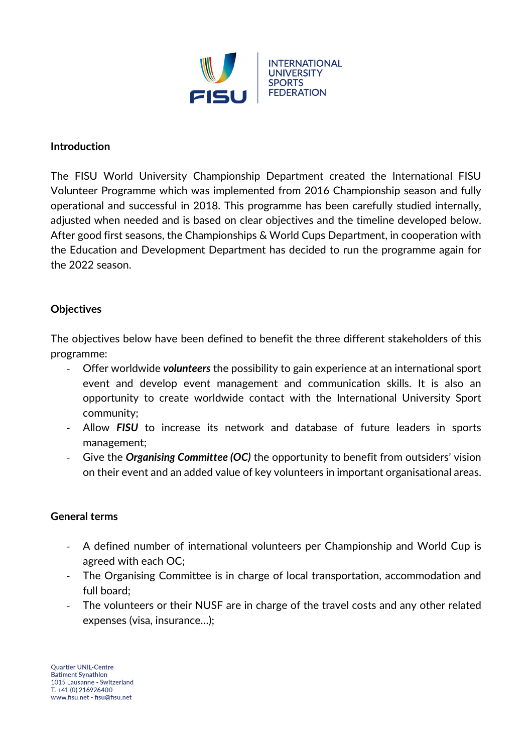INTERNATIONAL UNIVERSITY SPORTS FEDERATION

## Introduction

The FISU World University Championship Department created the International FISU Volunteer Programme which was implemented from 2016 Championship season and fully operational and successful in 2018. This programme has been carefully studied internally, adjusted when needed and is based on clear objectives and the timeline developed below. After good first seasons, the Championships & World Cups Department, in cooperation with the Education and Development Department has decided to run the programme again for the 2022 season.

## Objectives

The objectives below have been defined to benefit the three different stakeholders of this programme:

- Offer worldwide ***volunteers*** the possibility to gain experience at an international sport event and develop event management and communication skills. It is also an opportunity to create worldwide contact with the International University Sport community;
- Allow ***FISU*** to increase its network and database of future leaders in sports management;
- Give the ***Organising Committee (OC)*** the opportunity to benefit from outsiders' vision on their event and an added value of key volunteers in important organisational areas.

## General terms

- A defined number of international volunteers per Championship and World Cup is agreed with each OC;
- The Organising Committee is in charge of local transportation, accommodation and full board;
- The volunteers or their NUSF are in charge of the travel costs and any other related expenses (visa, insurance…);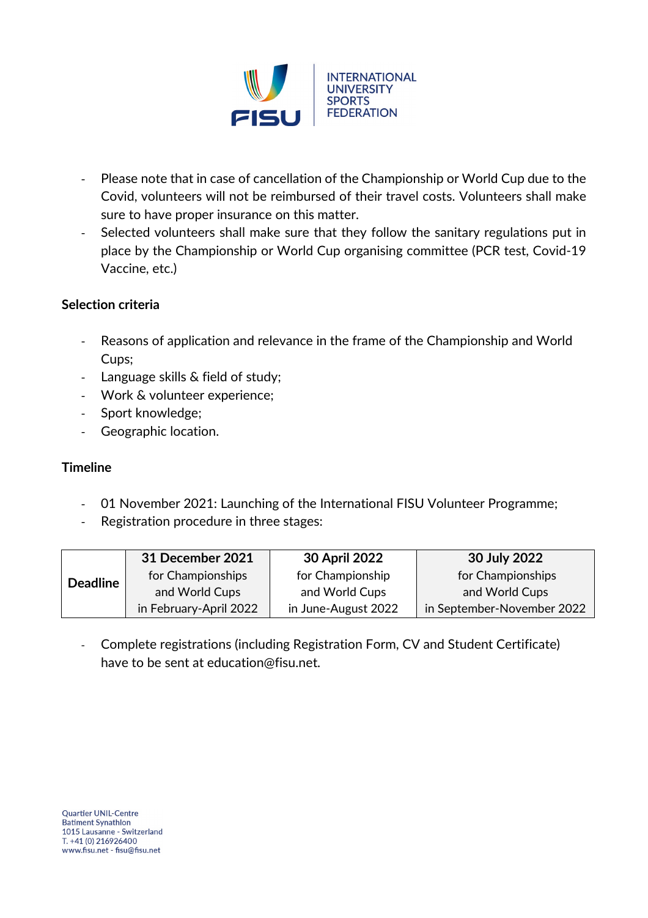- Please note that in case of cancellation of the Championship or World Cup due to the Covid, volunteers will not be reimbursed of their travel costs. Volunteers shall make sure to have proper insurance on this matter.
- Selected volunteers shall make sure that they follow the sanitary regulations put in place by the Championship or World Cup organising committee (PCR test, Covid-19 Vaccine, etc.)

**Selection criteria**

- Reasons of application and relevance in the frame of the Championship and World Cups;
- Language skills & field of study;
- Work & volunteer experience;
- Sport knowledge;
- Geographic location.

**Timeline**

- 01 November 2021: Launching of the International FISU Volunteer Programme;
- Registration procedure in three stages:

| | | | |
|---|---|---|---|
| **Deadline** | **31 December 2021** for Championships and World Cups in February-April 2022 | **30 April 2022** for Championship and World Cups in June-August 2022 | **30 July 2022** for Championships and World Cups in September-November 2022 |

- Complete registrations (including Registration Form, CV and Student Certificate) have to be sent at education@fisu.net.